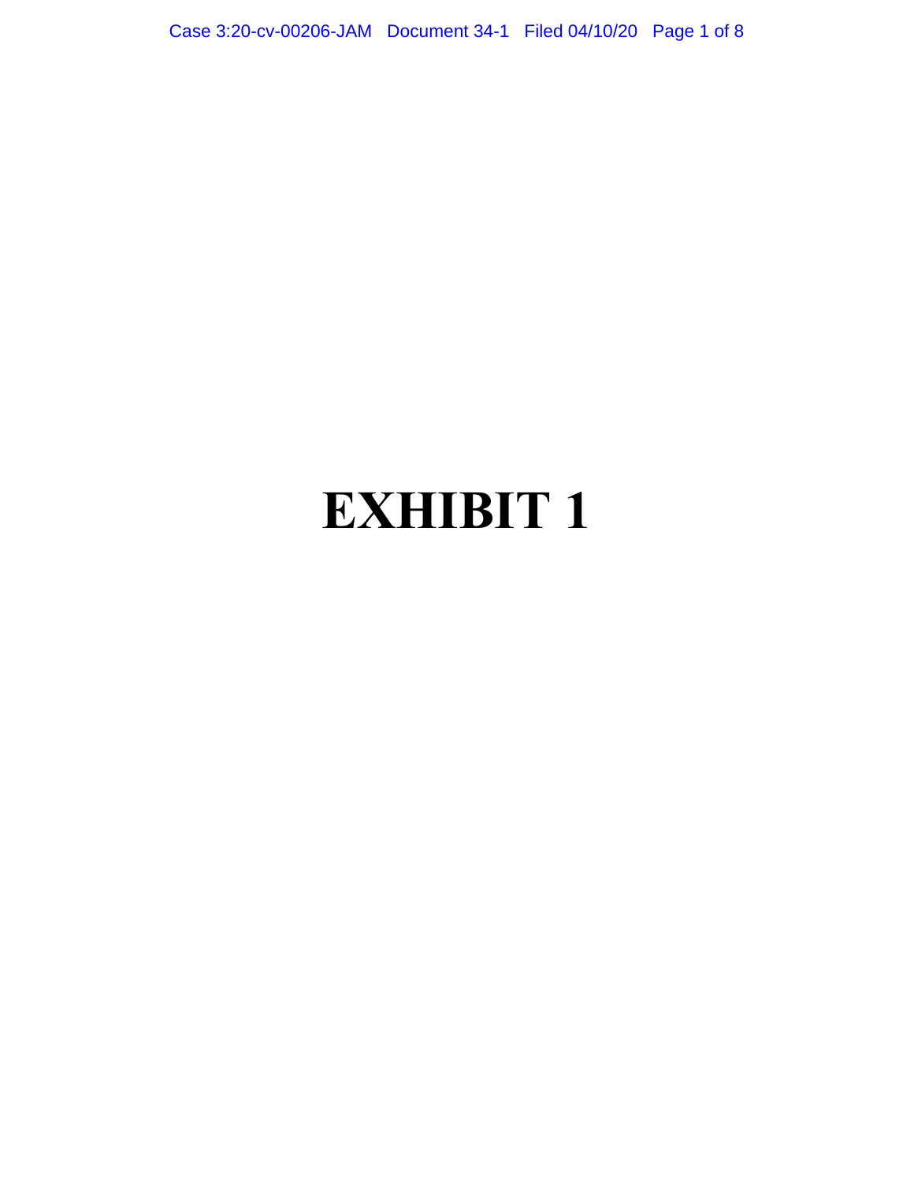# EXHIBIT 1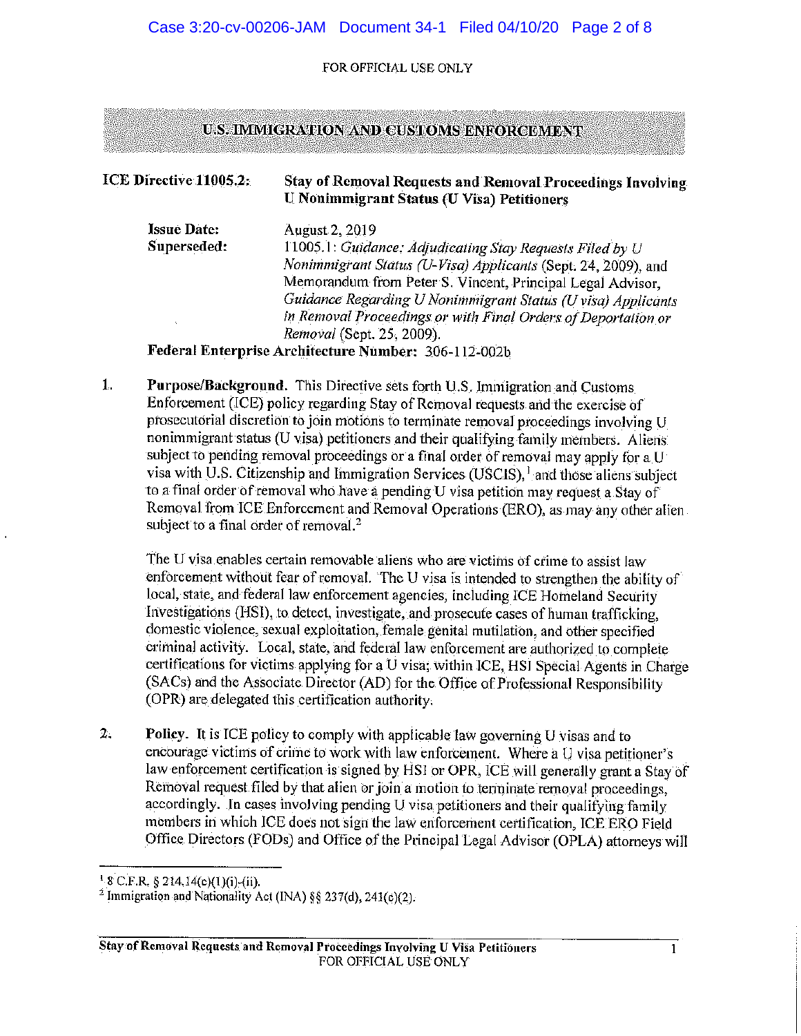FOR OFFICIAL USE ONLY

# U.S. IMMIGRATION AND CUSTOMS ENFORCEMENT

**ICE Directive 11005.2:** **Stay of Removal Requests and Removal Proceedings Involving U Nonimmigrant Status (U Visa) Petitioners**

**Issue Date:** August 2, 2019

**Superseded:** 11005.1: *Guidance: Adjudicating Stay Requests Filed by U Nonimmigrant Status (U-Visa) Applicants* (Sept. 24, 2009), and Memorandum from Peter S. Vincent, Principal Legal Advisor, *Guidance Regarding U Nonimmigrant Status (U visa) Applicants in Removal Proceedings or with Final Orders of Deportation or Removal* (Sept. 25, 2009).

**Federal Enterprise Architecture Number:** 306-112-002b

1. **Purpose/Background.** This Directive sets forth U.S. Immigration and Customs Enforcement (ICE) policy regarding Stay of Removal requests and the exercise of prosecutorial discretion to join motions to terminate removal proceedings involving U nonimmigrant status (U visa) petitioners and their qualifying family members. Aliens subject to pending removal proceedings or a final order of removal may apply for a U visa with U.S. Citizenship and Immigration Services (USCIS),[1] and those aliens subject to a final order of removal who have a pending U visa petition may request a Stay of Removal from ICE Enforcement and Removal Operations (ERO), as may any other alien subject to a final order of removal.[2]

   The U visa enables certain removable aliens who are victims of crime to assist law enforcement without fear of removal. The U visa is intended to strengthen the ability of local, state, and federal law enforcement agencies, including ICE Homeland Security Investigations (HSI), to detect, investigate, and prosecute cases of human trafficking, domestic violence, sexual exploitation, female genital mutilation, and other specified criminal activity. Local, state, and federal law enforcement are authorized to complete certifications for victims applying for a U visa; within ICE, HSI Special Agents in Charge (SACs) and the Associate Director (AD) for the Office of Professional Responsibility (OPR) are delegated this certification authority.

2. **Policy.** It is ICE policy to comply with applicable law governing U visas and to encourage victims of crime to work with law enforcement. Where a U visa petitioner's law enforcement certification is signed by HSI or OPR, ICE will generally grant a Stay of Removal request filed by that alien or join a motion to terminate removal proceedings, accordingly. In cases involving pending U visa petitioners and their qualifying family members in which ICE does not sign the law enforcement certification, ICE ERO Field Office Directors (FODs) and Office of the Principal Legal Advisor (OPLA) attorneys will

---

[1] 8 C.F.R. § 214.14(c)(1)(i)-(ii).

[2] Immigration and Nationality Act (INA) §§ 237(d), 241(c)(2).

Stay of Removal Requests and Removal Proceedings Involving U Visa Petitioners
FOR OFFICIAL USE ONLY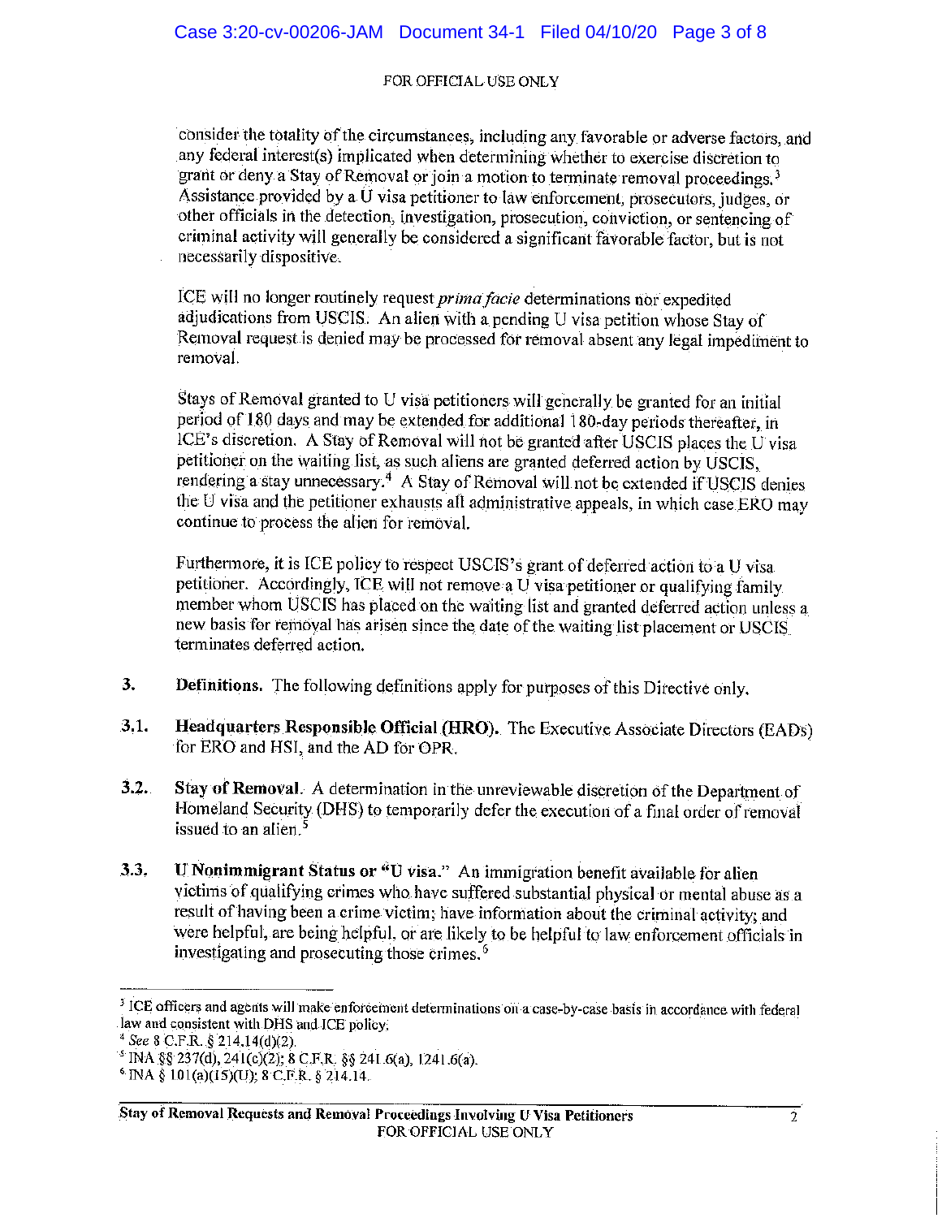FOR OFFICIAL USE ONLY

consider the totality of the circumstances, including any favorable or adverse factors, and any federal interest(s) implicated when determining whether to exercise discretion to grant or deny a Stay of Removal or join a motion to terminate removal proceedings.[3] Assistance provided by a U visa petitioner to law enforcement, prosecutors, judges, or other officials in the detection, investigation, prosecution, conviction, or sentencing of criminal activity will generally be considered a significant favorable factor, but is not necessarily dispositive.

ICE will no longer routinely request *prima facie* determinations nor expedited adjudications from USCIS. An alien with a pending U visa petition whose Stay of Removal request is denied may be processed for removal absent any legal impediment to removal.

Stays of Removal granted to U visa petitioners will generally be granted for an initial period of 180 days and may be extended for additional 180-day periods thereafter, in ICE's discretion. A Stay of Removal will not be granted after USCIS places the U visa petitioner on the waiting list, as such aliens are granted deferred action by USCIS, rendering a stay unnecessary.[4] A Stay of Removal will not be extended if USCIS denies the U visa and the petitioner exhausts all administrative appeals, in which case ERO may continue to process the alien for removal.

Furthermore, it is ICE policy to respect USCIS's grant of deferred action to a U visa petitioner. Accordingly, ICE will not remove a U visa petitioner or qualifying family member whom USCIS has placed on the waiting list and granted deferred action unless a new basis for removal has arisen since the date of the waiting list placement or USCIS terminates deferred action.

**3. Definitions.** The following definitions apply for purposes of this Directive only.

**3.1. Headquarters Responsible Official (HRO).** The Executive Associate Directors (EADs) for ERO and HSI, and the AD for OPR.

**3.2. Stay of Removal.** A determination in the unreviewable discretion of the Department of Homeland Security (DHS) to temporarily defer the execution of a final order of removal issued to an alien.[5]

**3.3. U Nonimmigrant Status or "U visa."** An immigration benefit available for alien victims of qualifying crimes who have suffered substantial physical or mental abuse as a result of having been a crime victim; have information about the criminal activity; and were helpful, are being helpful, or are likely to be helpful to law enforcement officials in investigating and prosecuting those crimes.[6]

---

[3] ICE officers and agents will make enforcement determinations on a case-by-case basis in accordance with federal law and consistent with DHS and ICE policy.

[4] *See* 8 C.F.R. § 214.14(d)(2).

[5] INA §§ 237(d), 241(c)(2); 8 C.F.R. §§ 241.6(a), 1241.6(a).

[6] INA § 101(a)(15)(U); 8 C.F.R. § 214.14.

**Stay of Removal Requests and Removal Proceedings Involving U Visa Petitioners**
FOR OFFICIAL USE ONLY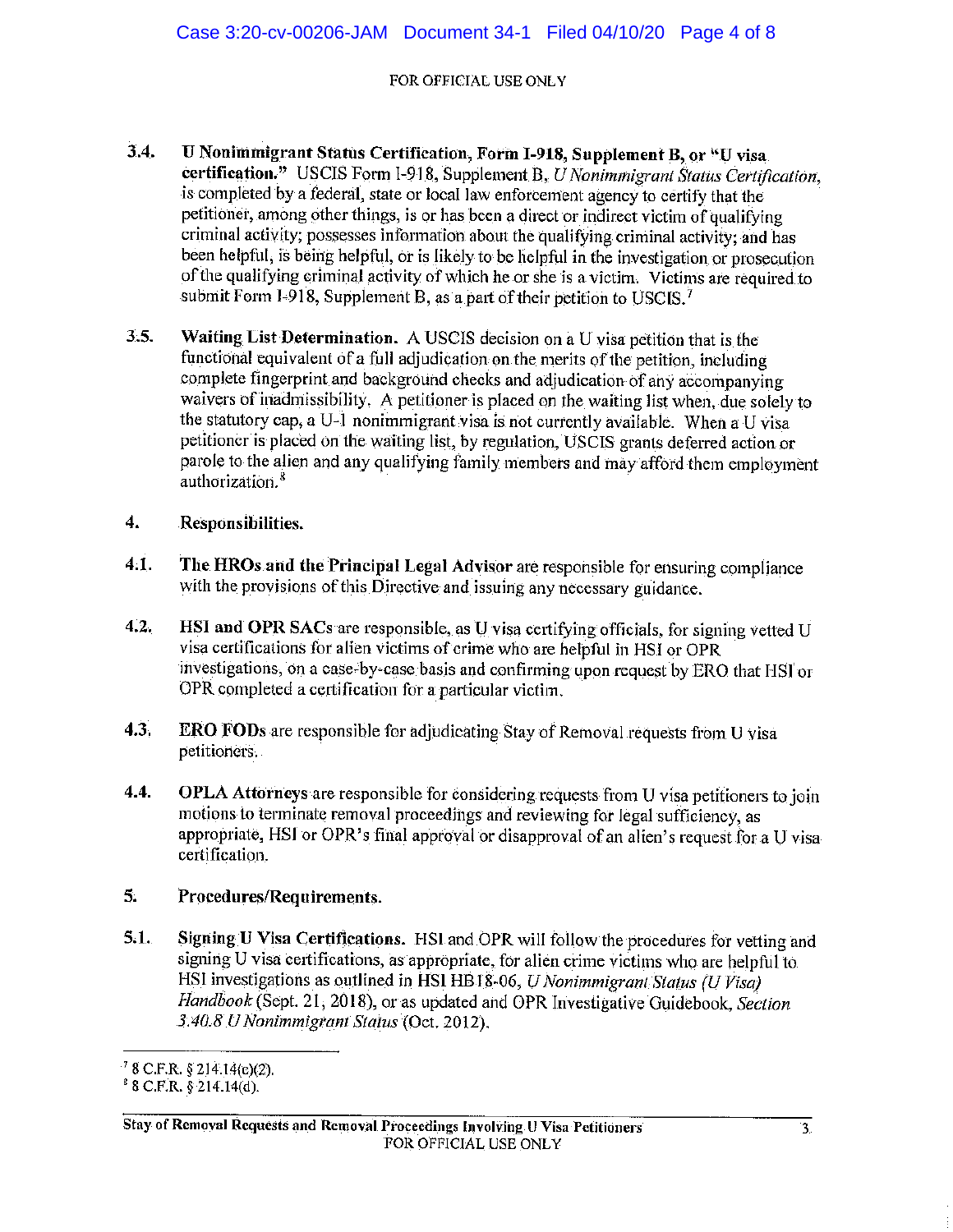**3.4. U Nonimmigrant Status Certification, Form I-918, Supplement B, or "U visa certification."** USCIS Form I-918, Supplement B, *U Nonimmigrant Status Certification*, is completed by a federal, state or local law enforcement agency to certify that the petitioner, among other things, is or has been a direct or indirect victim of qualifying criminal activity; possesses information about the qualifying criminal activity; and has been helpful, is being helpful, or is likely to be helpful in the investigation or prosecution of the qualifying criminal activity of which he or she is a victim. Victims are required to submit Form I-918, Supplement B, as a part of their petition to USCIS.[7]

**3.5. Waiting List Determination.** A USCIS decision on a U visa petition that is the functional equivalent of a full adjudication on the merits of the petition, including complete fingerprint and background checks and adjudication of any accompanying waivers of inadmissibility. A petitioner is placed on the waiting list when, due solely to the statutory cap, a U-1 nonimmigrant visa is not currently available. When a U visa petitioner is placed on the waiting list, by regulation, USCIS grants deferred action or parole to the alien and any qualifying family members and may afford them employment authorization.[8]

**4. Responsibilities.**

**4.1. The HROs and the Principal Legal Advisor** are responsible for ensuring compliance with the provisions of this Directive and issuing any necessary guidance.

**4.2. HSI and OPR SACs** are responsible, as U visa certifying officials, for signing vetted U visa certifications for alien victims of crime who are helpful in HSI or OPR investigations, on a case-by-case basis and confirming upon request by ERO that HSI or OPR completed a certification for a particular victim.

**4.3. ERO FODs** are responsible for adjudicating Stay of Removal requests from U visa petitioners.

**4.4. OPLA Attorneys** are responsible for considering requests from U visa petitioners to join motions to terminate removal proceedings and reviewing for legal sufficiency, as appropriate, HSI or OPR's final approval or disapproval of an alien's request for a U visa certification.

**5. Procedures/Requirements.**

**5.1. Signing U Visa Certifications.** HSI and OPR will follow the procedures for vetting and signing U visa certifications, as appropriate, for alien crime victims who are helpful to HSI investigations as outlined in HSI HB18-06, *U Nonimmigrant Status (U Visa) Handbook* (Sept. 21, 2018), or as updated and OPR Investigative Guidebook, *Section 3.40.8 U Nonimmigrant Status* (Oct. 2012).

---

[7] 8 C.F.R. § 214.14(c)(2).
[8] 8 C.F.R. § 214.14(d).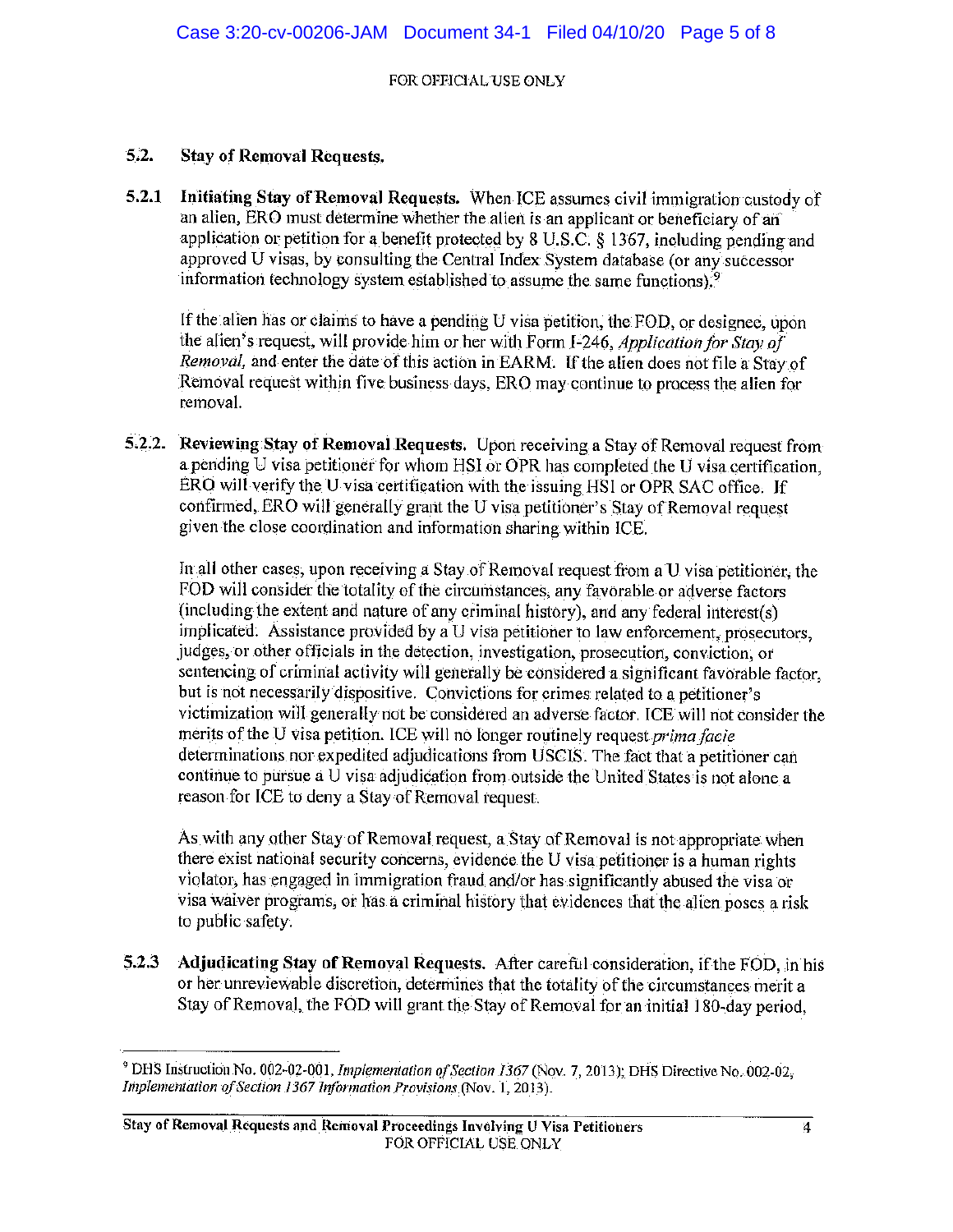### 5.2. Stay of Removal Requests.

**5.2.1 Initiating Stay of Removal Requests.** When ICE assumes civil immigration custody of an alien, ERO must determine whether the alien is an applicant or beneficiary of an application or petition for a benefit protected by 8 U.S.C. § 1367, including pending and approved U visas, by consulting the Central Index System database (or any successor information technology system established to assume the same functions).[9]

If the alien has or claims to have a pending U visa petition, the FOD, or designee, upon the alien's request, will provide him or her with Form I-246, *Application for Stay of Removal,* and enter the date of this action in EARM. If the alien does not file a Stay of Removal request within five business days, ERO may continue to process the alien for removal.

**5.2.2. Reviewing Stay of Removal Requests.** Upon receiving a Stay of Removal request from a pending U visa petitioner for whom HSI or OPR has completed the U visa certification, ERO will verify the U visa certification with the issuing HSI or OPR SAC office. If confirmed, ERO will generally grant the U visa petitioner's Stay of Removal request given the close coordination and information sharing within ICE.

In all other cases, upon receiving a Stay of Removal request from a U visa petitioner, the FOD will consider the totality of the circumstances, any favorable or adverse factors (including the extent and nature of any criminal history), and any federal interest(s) implicated. Assistance provided by a U visa petitioner to law enforcement, prosecutors, judges, or other officials in the detection, investigation, prosecution, conviction, or sentencing of criminal activity will generally be considered a significant favorable factor, but is not necessarily dispositive. Convictions for crimes related to a petitioner's victimization will generally not be considered an adverse factor. ICE will not consider the merits of the U visa petition. ICE will no longer routinely request *prima facie* determinations nor expedited adjudications from USCIS. The fact that a petitioner can continue to pursue a U visa adjudication from outside the United States is not alone a reason for ICE to deny a Stay of Removal request.

As with any other Stay of Removal request, a Stay of Removal is not appropriate when there exist national security concerns, evidence the U visa petitioner is a human rights violator, has engaged in immigration fraud and/or has significantly abused the visa or visa waiver programs, or has a criminal history that evidences that the alien poses a risk to public safety.

**5.2.3 Adjudicating Stay of Removal Requests.** After careful consideration, if the FOD, in his or her unreviewable discretion, determines that the totality of the circumstances merit a Stay of Removal, the FOD will grant the Stay of Removal for an initial 180-day period,

---

[9] DHS Instruction No. 002-02-001, *Implementation of Section 1367* (Nov. 7, 2013); DHS Directive No. 002-02, *Implementation of Section 1367 Information Provisions* (Nov. 1, 2013).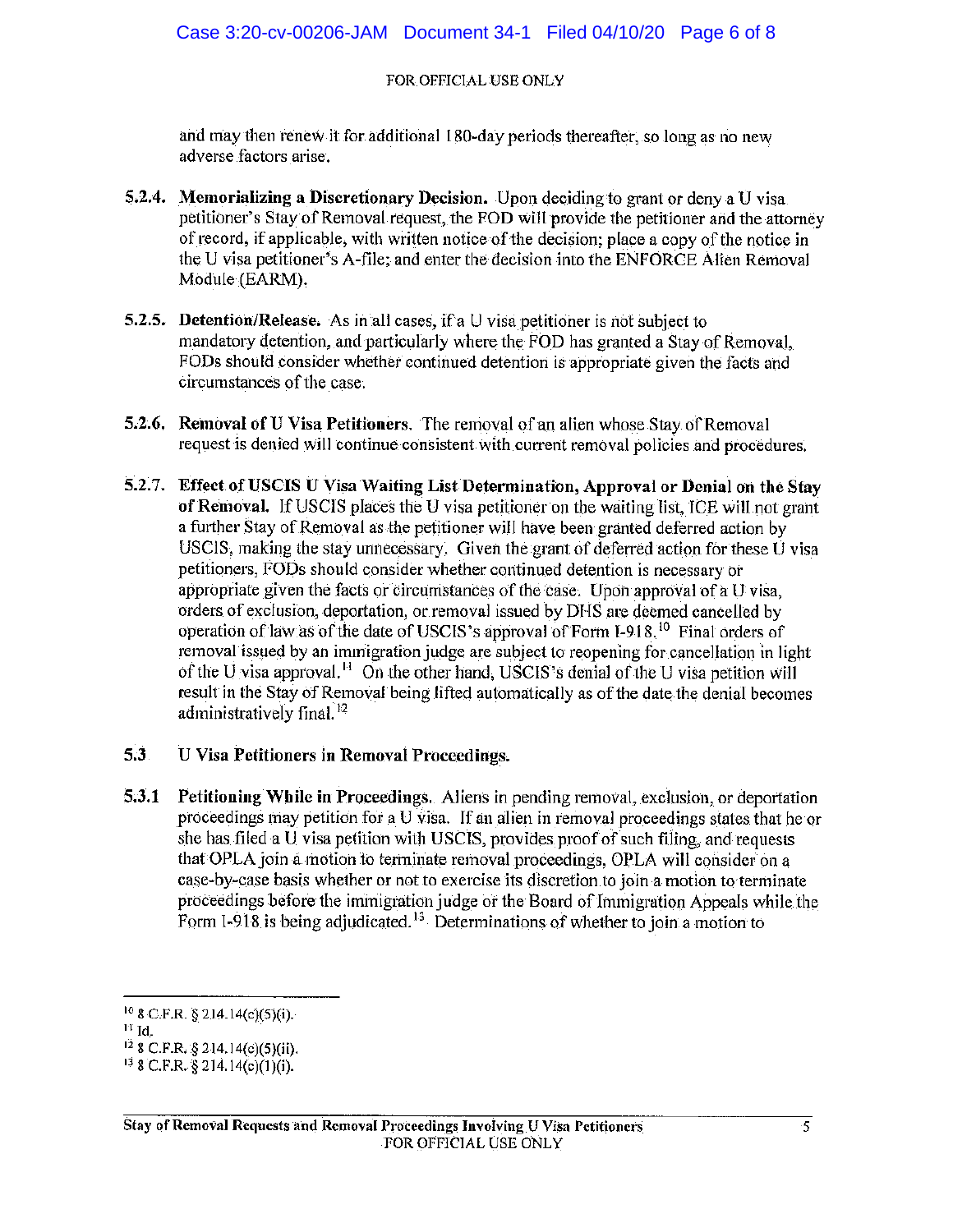and may then renew it for additional 180-day periods thereafter, so long as no new adverse factors arise.

**5.2.4. Memorializing a Discretionary Decision.** Upon deciding to grant or deny a U visa petitioner's Stay of Removal request, the FOD will provide the petitioner and the attorney of record, if applicable, with written notice of the decision; place a copy of the notice in the U visa petitioner's A-file; and enter the decision into the ENFORCE Alien Removal Module (EARM).

**5.2.5. Detention/Release.** As in all cases, if a U visa petitioner is not subject to mandatory detention, and particularly where the FOD has granted a Stay of Removal, FODs should consider whether continued detention is appropriate given the facts and circumstances of the case.

**5.2.6. Removal of U Visa Petitioners.** The removal of an alien whose Stay of Removal request is denied will continue consistent with current removal policies and procedures.

**5.2.7. Effect of USCIS U Visa Waiting List Determination, Approval or Denial on the Stay of Removal.** If USCIS places the U visa petitioner on the waiting list, ICE will not grant a further Stay of Removal as the petitioner will have been granted deferred action by USCIS, making the stay unnecessary. Given the grant of deferred action for these U visa petitioners, FODs should consider whether continued detention is necessary or appropriate given the facts or circumstances of the case. Upon approval of a U visa, orders of exclusion, deportation, or removal issued by DHS are deemed cancelled by operation of law as of the date of USCIS's approval of Form I-918.[10] Final orders of removal issued by an immigration judge are subject to reopening for cancellation in light of the U visa approval.[11] On the other hand, USCIS's denial of the U visa petition will result in the Stay of Removal being lifted automatically as of the date the denial becomes administratively final.[12]

## 5.3 U Visa Petitioners in Removal Proceedings.

**5.3.1 Petitioning While in Proceedings.** Aliens in pending removal, exclusion, or deportation proceedings may petition for a U visa. If an alien in removal proceedings states that he or she has filed a U visa petition with USCIS, provides proof of such filing, and requests that OPLA join a motion to terminate removal proceedings, OPLA will consider on a case-by-case basis whether or not to exercise its discretion to join a motion to terminate proceedings before the immigration judge or the Board of Immigration Appeals while the Form I-918 is being adjudicated.[13] Determinations of whether to join a motion to

---

[10] 8 C.F.R. § 214.14(c)(5)(i).

[11] Id.

[12] 8 C.F.R. § 214.14(c)(5)(ii).

[13] 8 C.F.R. § 214.14(c)(1)(i).

Stay of Removal Requests and Removal Proceedings Involving U Visa Petitioners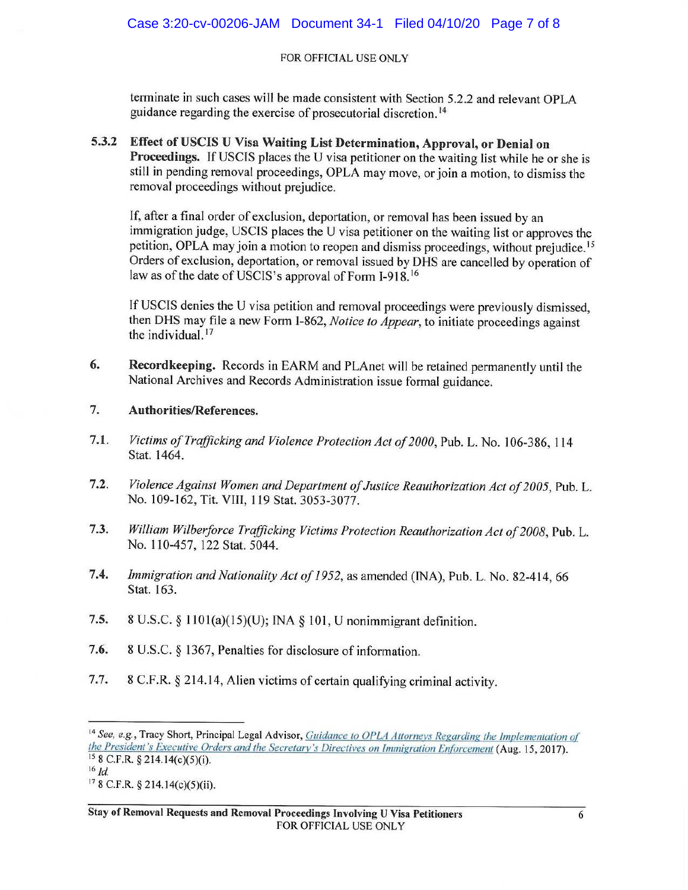terminate in such cases will be made consistent with Section 5.2.2 and relevant OPLA guidance regarding the exercise of prosecutorial discretion.[14]

**5.3.2 Effect of USCIS U Visa Waiting List Determination, Approval, or Denial on Proceedings.** If USCIS places the U visa petitioner on the waiting list while he or she is still in pending removal proceedings, OPLA may move, or join a motion, to dismiss the removal proceedings without prejudice.

If, after a final order of exclusion, deportation, or removal has been issued by an immigration judge, USCIS places the U visa petitioner on the waiting list or approves the petition, OPLA may join a motion to reopen and dismiss proceedings, without prejudice.[15] Orders of exclusion, deportation, or removal issued by DHS are cancelled by operation of law as of the date of USCIS's approval of Form I-918.[16]

If USCIS denies the U visa petition and removal proceedings were previously dismissed, then DHS may file a new Form I-862, *Notice to Appear*, to initiate proceedings against the individual.[17]

**6. Recordkeeping.** Records in EARM and PLAnet will be retained permanently until the National Archives and Records Administration issue formal guidance.

**7. Authorities/References.**

7.1. *Victims of Trafficking and Violence Protection Act of 2000*, Pub. L. No. 106-386, 114 Stat. 1464.

7.2. *Violence Against Women and Department of Justice Reauthorization Act of 2005*, Pub. L. No. 109-162, Tit. VIII, 119 Stat. 3053-3077.

7.3. *William Wilberforce Trafficking Victims Protection Reauthorization Act of 2008*, Pub. L. No. 110-457, 122 Stat. 5044.

7.4. *Immigration and Nationality Act of 1952*, as amended (INA), Pub. L. No. 82-414, 66 Stat. 163.

7.5. 8 U.S.C. § 1101(a)(15)(U); INA § 101, U nonimmigrant definition.

7.6. 8 U.S.C. § 1367, Penalties for disclosure of information.

7.7. 8 C.F.R. § 214.14, Alien victims of certain qualifying criminal activity.

---

[14] *See, e.g.*, Tracy Short, Principal Legal Advisor, *Guidance to OPLA Attorneys Regarding the Implementation of the President's Executive Orders and the Secretary's Directives on Immigration Enforcement* (Aug. 15, 2017).

[15] 8 C.F.R. § 214.14(c)(5)(i).

[16] *Id.*

[17] 8 C.F.R. § 214.14(c)(5)(ii).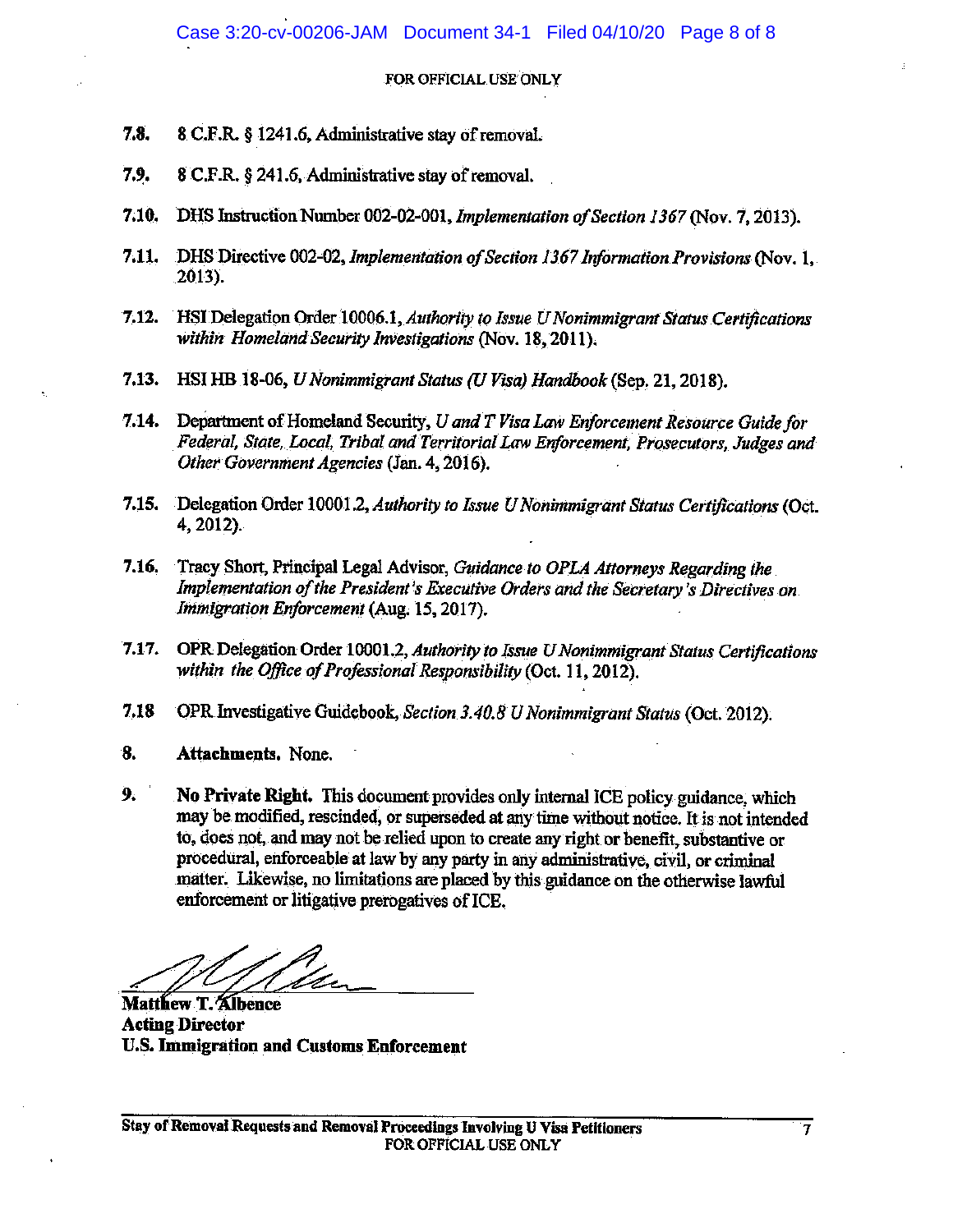**7.8.** 8 C.F.R. § 1241.6, Administrative stay of removal.

**7.9.** 8 C.F.R. § 241.6, Administrative stay of removal.

**7.10.** DHS Instruction Number 002-02-001, *Implementation of Section 1367* (Nov. 7, 2013).

**7.11.** DHS Directive 002-02, *Implementation of Section 1367 Information Provisions* (Nov. 1, 2013).

**7.12.** HSI Delegation Order 10006.1, *Authority to Issue U Nonimmigrant Status Certifications within Homeland Security Investigations* (Nov. 18, 2011).

**7.13.** HSI HB 18-06, *U Nonimmigrant Status (U Visa) Handbook* (Sep. 21, 2018).

**7.14.** Department of Homeland Security, *U and T Visa Law Enforcement Resource Guide for Federal, State, Local, Tribal and Territorial Law Enforcement, Prosecutors, Judges and Other Government Agencies* (Jan. 4, 2016).

**7.15.** Delegation Order 10001.2, *Authority to Issue U Nonimmigrant Status Certifications* (Oct. 4, 2012).

**7.16.** Tracy Short, Principal Legal Advisor, *Guidance to OPLA Attorneys Regarding the Implementation of the President's Executive Orders and the Secretary's Directives on Immigration Enforcement* (Aug. 15, 2017).

**7.17.** OPR Delegation Order 10001.2, *Authority to Issue U Nonimmigrant Status Certifications within the Office of Professional Responsibility* (Oct. 11, 2012).

**7.18** OPR Investigative Guidebook, *Section 3.40.8 U Nonimmigrant Status* (Oct. 2012).

**8.** **Attachments.** None.

**9.** **No Private Right.** This document provides only internal ICE policy guidance, which may be modified, rescinded, or superseded at any time without notice. It is not intended to, does not, and may not be relied upon to create any right or benefit, substantive or procedural, enforceable at law by any party in any administrative, civil, or criminal matter. Likewise, no limitations are placed by this guidance on the otherwise lawful enforcement or litigative prerogatives of ICE.

**Matthew T. Albence**
**Acting Director**
**U.S. Immigration and Customs Enforcement**